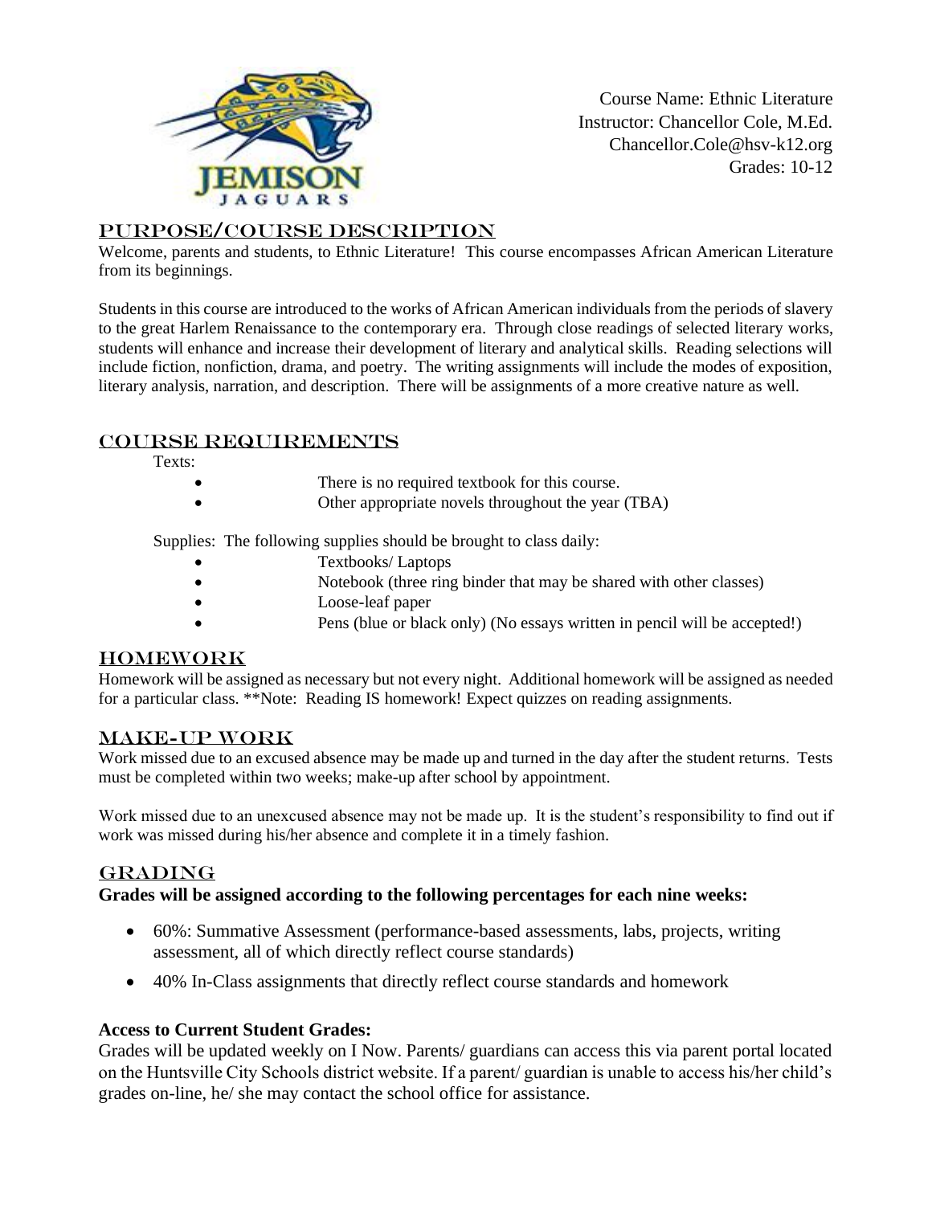Course Name: Ethnic Literature
Instructor: Chancellor Cole, M.Ed.
Chancellor.Cole@hsv-k12.org
Grades: 10-12

## Purpose/Course Description

Welcome, parents and students, to Ethnic Literature! This course encompasses African American Literature from its beginnings.

Students in this course are introduced to the works of African American individuals from the periods of slavery to the great Harlem Renaissance to the contemporary era. Through close readings of selected literary works, students will enhance and increase their development of literary and analytical skills. Reading selections will include fiction, nonfiction, drama, and poetry. The writing assignments will include the modes of exposition, literary analysis, narration, and description. There will be assignments of a more creative nature as well.

## Course Requirements

Texts:

- There is no required textbook for this course.
- Other appropriate novels throughout the year (TBA)

Supplies: The following supplies should be brought to class daily:

- Textbooks/ Laptops
- Notebook (three ring binder that may be shared with other classes)
- Loose-leaf paper
- Pens (blue or black only) (No essays written in pencil will be accepted!)

## Homework

Homework will be assigned as necessary but not every night. Additional homework will be assigned as needed for a particular class. **Note: Reading IS homework! Expect quizzes on reading assignments.

## Make-Up Work

Work missed due to an excused absence may be made up and turned in the day after the student returns. Tests must be completed within two weeks; make-up after school by appointment.

Work missed due to an unexcused absence may not be made up. It is the student's responsibility to find out if work was missed during his/her absence and complete it in a timely fashion.

## Grading

**Grades will be assigned according to the following percentages for each nine weeks:**

- 60%: Summative Assessment (performance-based assessments, labs, projects, writing assessment, all of which directly reflect course standards)
- 40% In-Class assignments that directly reflect course standards and homework

**Access to Current Student Grades:**

Grades will be updated weekly on I Now. Parents/ guardians can access this via parent portal located on the Huntsville City Schools district website. If a parent/ guardian is unable to access his/her child's grades on-line, he/ she may contact the school office for assistance.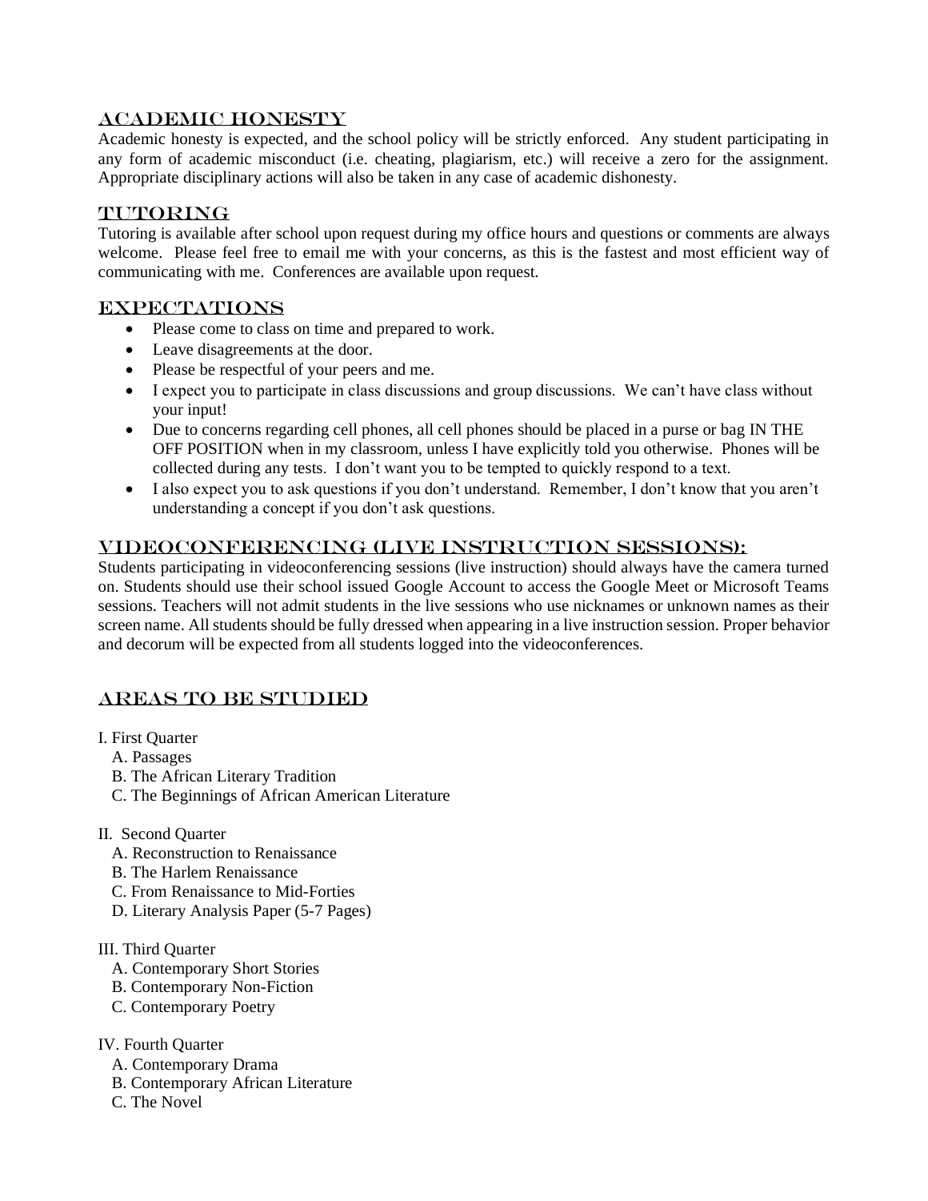## Academic Honesty

Academic honesty is expected, and the school policy will be strictly enforced. Any student participating in any form of academic misconduct (i.e. cheating, plagiarism, etc.) will receive a zero for the assignment. Appropriate disciplinary actions will also be taken in any case of academic dishonesty.

## Tutoring

Tutoring is available after school upon request during my office hours and questions or comments are always welcome. Please feel free to email me with your concerns, as this is the fastest and most efficient way of communicating with me. Conferences are available upon request.

## Expectations

- Please come to class on time and prepared to work.
- Leave disagreements at the door.
- Please be respectful of your peers and me.
- I expect you to participate in class discussions and group discussions. We can't have class without your input!
- Due to concerns regarding cell phones, all cell phones should be placed in a purse or bag IN THE OFF POSITION when in my classroom, unless I have explicitly told you otherwise. Phones will be collected during any tests. I don't want you to be tempted to quickly respond to a text.
- I also expect you to ask questions if you don't understand. Remember, I don't know that you aren't understanding a concept if you don't ask questions.

## Videoconferencing (Live Instruction Sessions):

Students participating in videoconferencing sessions (live instruction) should always have the camera turned on. Students should use their school issued Google Account to access the Google Meet or Microsoft Teams sessions. Teachers will not admit students in the live sessions who use nicknames or unknown names as their screen name. All students should be fully dressed when appearing in a live instruction session. Proper behavior and decorum will be expected from all students logged into the videoconferences.

## Areas to be Studied

I. First Quarter
   A. Passages
   B. The African Literary Tradition
   C. The Beginnings of African American Literature

II. Second Quarter
   A. Reconstruction to Renaissance
   B. The Harlem Renaissance
   C. From Renaissance to Mid-Forties
   D. Literary Analysis Paper (5-7 Pages)

III. Third Quarter
   A. Contemporary Short Stories
   B. Contemporary Non-Fiction
   C. Contemporary Poetry

IV. Fourth Quarter
   A. Contemporary Drama
   B. Contemporary African Literature
   C. The Novel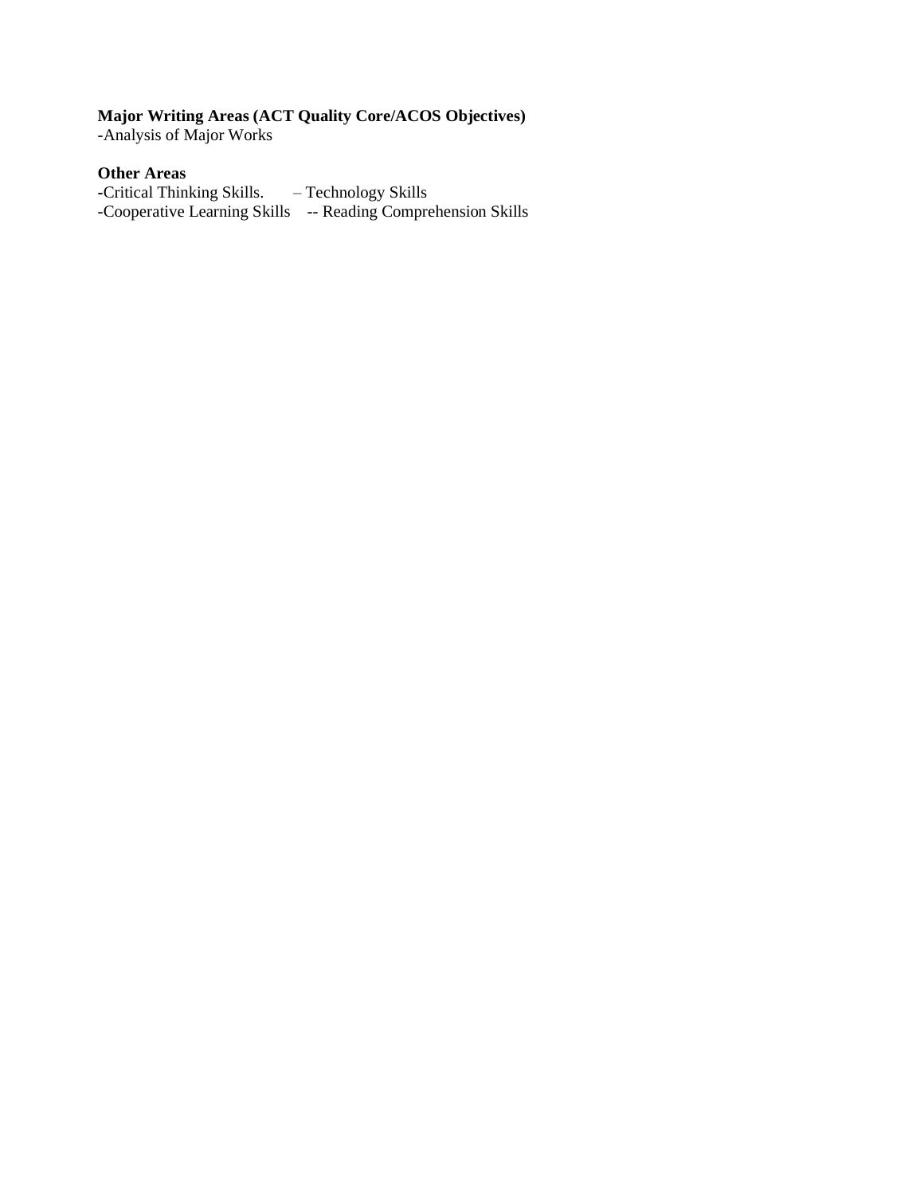**Major Writing Areas (ACT Quality Core/ACOS Objectives)**
-Analysis of Major Works

**Other Areas**
-Critical Thinking Skills. – Technology Skills
-Cooperative Learning Skills -- Reading Comprehension Skills